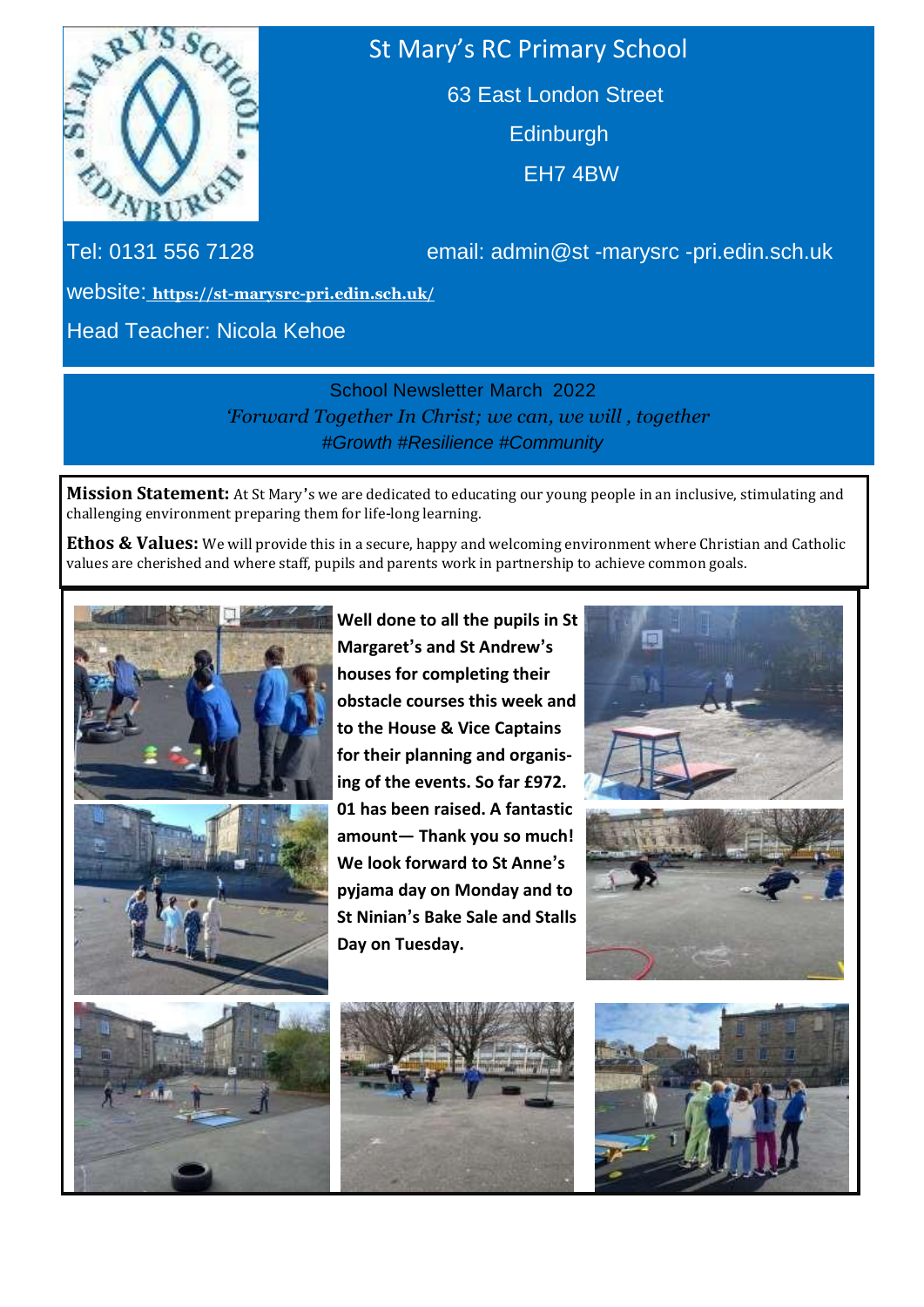# St Mary's RC Primary School

63 East London Street
Edinburgh
EH7 4BW

Tel: 0131 556 7128 email: admin@st -marysrc -pri.edin.sch.uk

website: **https://st-marysrc-pri.edin.sch.uk/**

Head Teacher: Nicola Kehoe

School Newsletter March 2022

*'Forward Together In Christ; we can, we will , together*

*#Growth #Resilience #Community*

**Mission Statement:** At St Mary's we are dedicated to educating our young people in an inclusive, stimulating and challenging environment preparing them for life-long learning.

**Ethos & Values:** We will provide this in a secure, happy and welcoming environment where Christian and Catholic values are cherished and where staff, pupils and parents work in partnership to achieve common goals.

**Well done to all the pupils in St Margaret's and St Andrew's houses for completing their obstacle courses this week and to the House & Vice Captains for their planning and organising of the events. So far £972.01 has been raised. A fantastic amount— Thank you so much! We look forward to St Anne's pyjama day on Monday and to St Ninian's Bake Sale and Stalls Day on Tuesday.**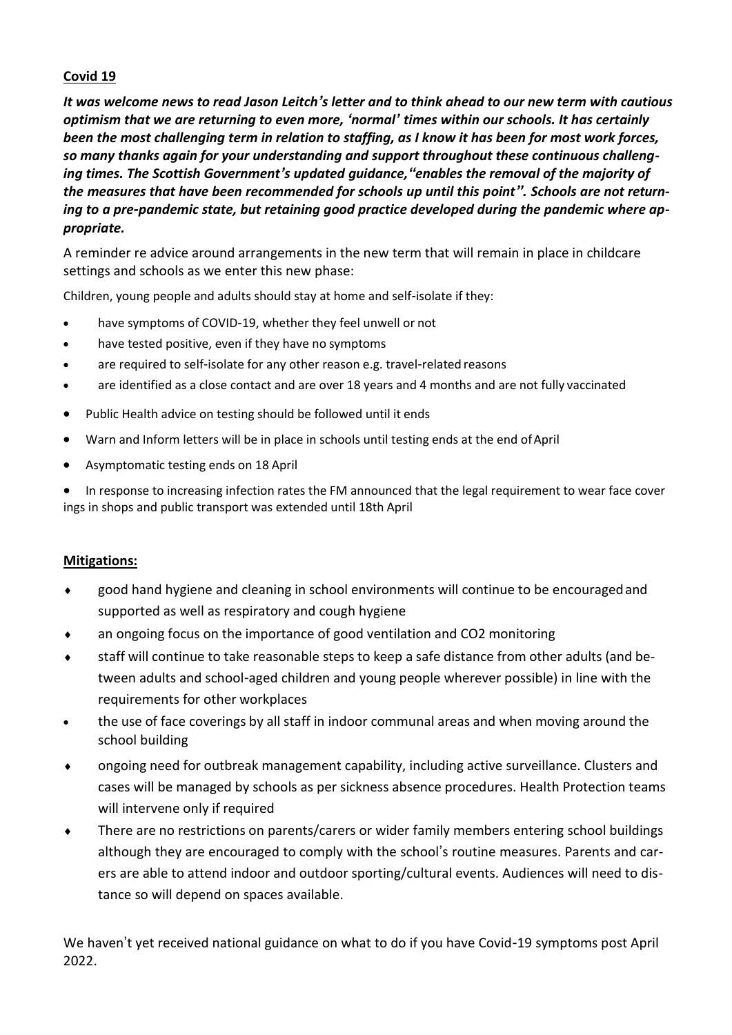**Covid 19**

***It was welcome news to read Jason Leitch's letter and to think ahead to our new term with cautious optimism that we are returning to even more, 'normal' times within our schools. It has certainly been the most challenging term in relation to staffing, as I know it has been for most work forces, so many thanks again for your understanding and support throughout these continuous challenging times. The Scottish Government's updated guidance, "enables the removal of the majority of the measures that have been recommended for schools up until this point". Schools are not returning to a pre-pandemic state, but retaining good practice developed during the pandemic where appropriate.***

A reminder re advice around arrangements in the new term that will remain in place in childcare settings and schools as we enter this new phase:

Children, young people and adults should stay at home and self-isolate if they:

- have symptoms of COVID-19, whether they feel unwell or not
- have tested positive, even if they have no symptoms
- are required to self-isolate for any other reason e.g. travel-related reasons
- are identified as a close contact and are over 18 years and 4 months and are not fully vaccinated
- Public Health advice on testing should be followed until it ends
- Warn and Inform letters will be in place in schools until testing ends at the end of April
- Asymptomatic testing ends on 18 April
- In response to increasing infection rates the FM announced that the legal requirement to wear face coverings in shops and public transport was extended until 18th April

**Mitigations:**

- good hand hygiene and cleaning in school environments will continue to be encouraged and supported as well as respiratory and cough hygiene
- an ongoing focus on the importance of good ventilation and CO2 monitoring
- staff will continue to take reasonable steps to keep a safe distance from other adults (and between adults and school-aged children and young people wherever possible) in line with the requirements for other workplaces
- the use of face coverings by all staff in indoor communal areas and when moving around the school building
- ongoing need for outbreak management capability, including active surveillance. Clusters and cases will be managed by schools as per sickness absence procedures. Health Protection teams will intervene only if required
- There are no restrictions on parents/carers or wider family members entering school buildings although they are encouraged to comply with the school's routine measures. Parents and carers are able to attend indoor and outdoor sporting/cultural events. Audiences will need to distance so will depend on spaces available.

We haven't yet received national guidance on what to do if you have Covid-19 symptoms post April 2022.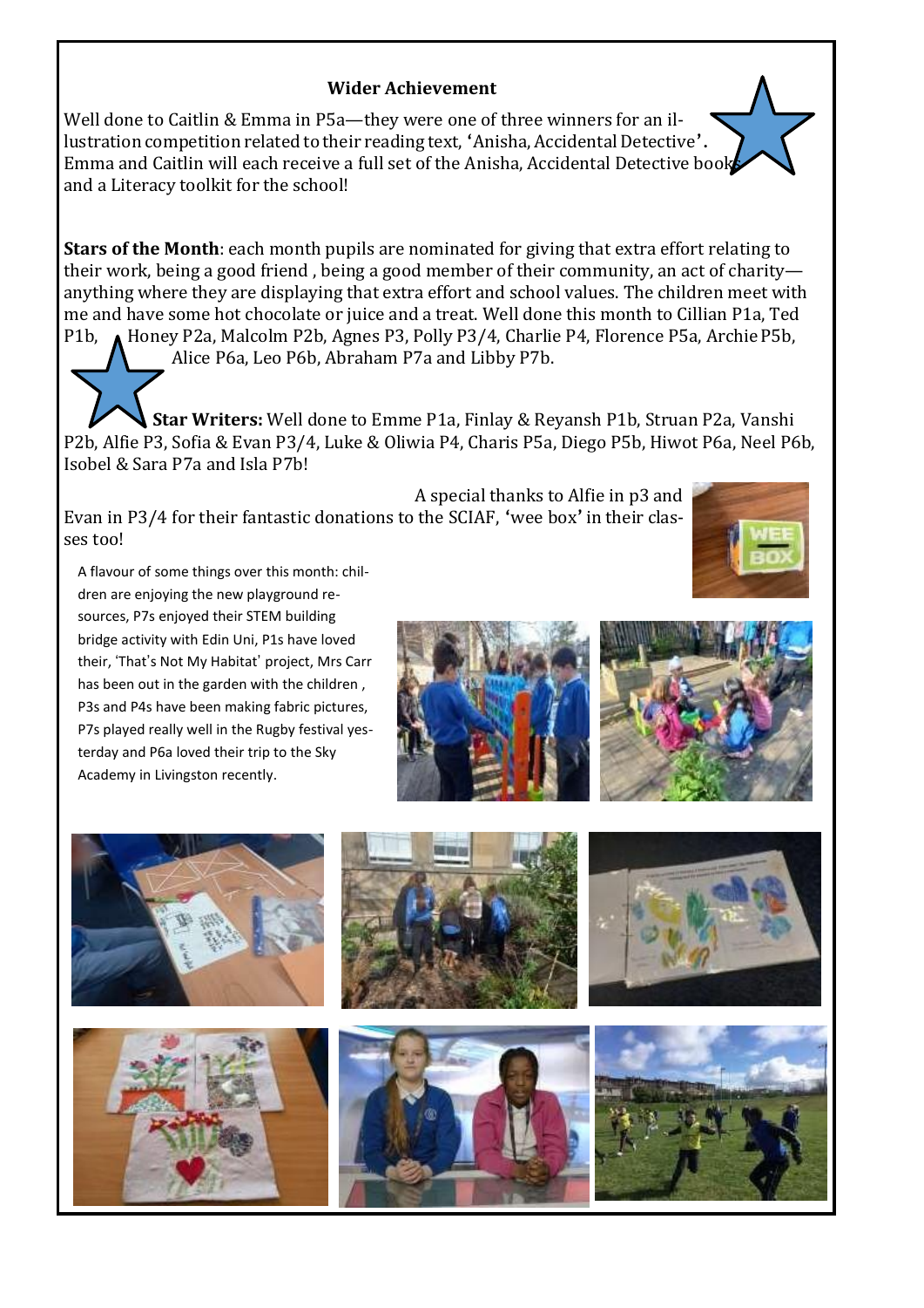## Wider Achievement

Well done to Caitlin & Emma in P5a—they were one of three winners for an illustration competition related to their reading text, 'Anisha, Accidental Detective'. Emma and Caitlin will each receive a full set of the Anisha, Accidental Detective books and a Literacy toolkit for the school!

**Stars of the Month**: each month pupils are nominated for giving that extra effort relating to their work, being a good friend , being a good member of their community, an act of charity—anything where they are displaying that extra effort and school values. The children meet with me and have some hot chocolate or juice and a treat. Well done this month to Cillian P1a, Ted P1b, Honey P2a, Malcolm P2b, Agnes P3, Polly P3/4, Charlie P4, Florence P5a, Archie P5b, Alice P6a, Leo P6b, Abraham P7a and Libby P7b.

**Star Writers:** Well done to Emme P1a, Finlay & Reyansh P1b, Struan P2a, Vanshi P2b, Alfie P3, Sofia & Evan P3/4, Luke & Oliwia P4, Charis P5a, Diego P5b, Hiwot P6a, Neel P6b, Isobel & Sara P7a and Isla P7b!

A special thanks to Alfie in p3 and Evan in P3/4 for their fantastic donations to the SCIAF, 'wee box' in their classes too!

A flavour of some things over this month: children are enjoying the new playground resources, P7s enjoyed their STEM building bridge activity with Edin Uni, P1s have loved their, 'That's Not My Habitat' project, Mrs Carr has been out in the garden with the children , P3s and P4s have been making fabric pictures, P7s played really well in the Rugby festival yesterday and P6a loved their trip to the Sky Academy in Livingston recently.